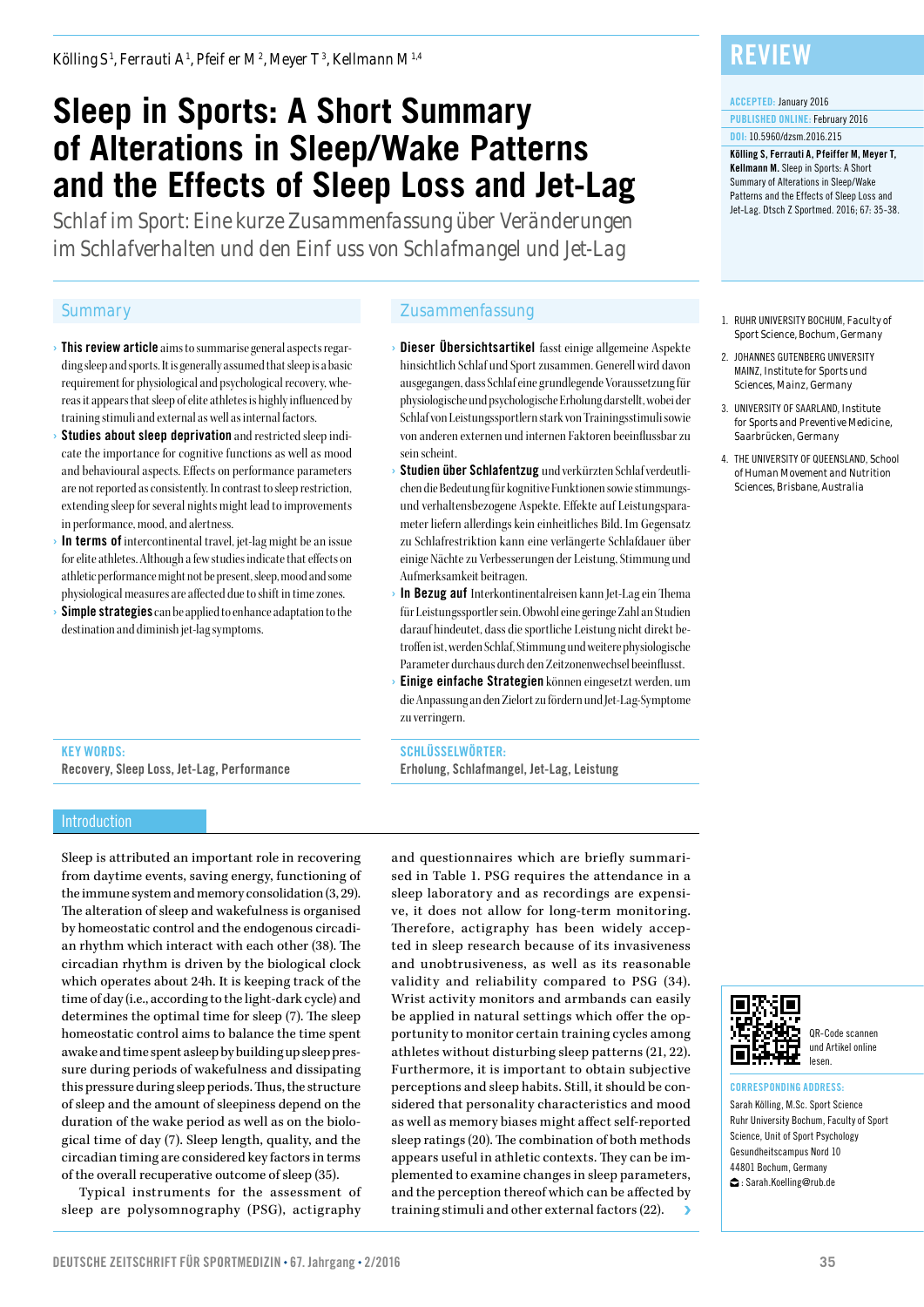Kölling S[1], Ferrauti A[1], Pfeiffer M[2], Meyer T[3], Kellmann M[1,4]

# Sleep in Sports: A Short Summary of Alterations in Sleep/Wake Patterns and the Effects of Sleep Loss and Jet-Lag

Schlaf im Sport: Eine kurze Zusammenfassung über Veränderungen im Schlafverhalten und den Einfluss von Schlafmangel und Jet-Lag

REVIEW

ACCEPTED: January 2016
PUBLISHED ONLINE: February 2016
DOI: 10.5960/dzsm.2016.215

**Kölling S, Ferrauti A, Pfeiffer M, Meyer T, Kellmann M.** Sleep in Sports: A Short Summary of Alterations in Sleep/Wake Patterns and the Effects of Sleep Loss and Jet-Lag. Dtsch Z Sportmed. 2016; 67: 35-38.

1. RUHR UNIVERSITY BOCHUM, Faculty of Sport Science, Bochum, Germany
2. JOHANNES GUTENBERG UNIVERSITY MAINZ, Institute for Sports und Sciences, Mainz, Germany
3. UNIVERSITY OF SAARLAND, Institute for Sports and Preventive Medicine, Saarbrücken, Germany
4. THE UNIVERSITY OF QUEENSLAND, School of Human Movement and Nutrition Sciences, Brisbane, Australia

## Summary

- **This review article** aims to summarise general aspects regarding sleep and sports. It is generally assumed that sleep is a basic requirement for physiological and psychological recovery, whereas it appears that sleep of elite athletes is highly influenced by training stimuli and external as well as internal factors.
- **Studies about sleep deprivation** and restricted sleep indicate the importance for cognitive functions as well as mood and behavioural aspects. Effects on performance parameters are not reported as consistently. In contrast to sleep restriction, extending sleep for several nights might lead to improvements in performance, mood, and alertness.
- **In terms of** intercontinental travel, jet-lag might be an issue for elite athletes. Although a few studies indicate that effects on athletic performance might not be present, sleep, mood and some physiological measures are affected due to shift in time zones.
- **Simple strategies** can be applied to enhance adaptation to the destination and diminish jet-lag symptoms.

**KEY WORDS:**
Recovery, Sleep Loss, Jet-Lag, Performance

## Zusammenfassung

- **Dieser Übersichtsartikel** fasst einige allgemeine Aspekte hinsichtlich Schlaf und Sport zusammen. Generell wird davon ausgegangen, dass Schlaf eine grundlegende Voraussetzung für physiologische und psychologische Erholung darstellt, wobei der Schlaf von Leistungssportlern stark von Trainingsstimuli sowie von anderen externen und internen Faktoren beeinflussbar zu sein scheint.
- **Studien über Schlafentzug** und verkürzten Schlaf verdeutlichen die Bedeutung für kognitive Funktionen sowie stimmungs- und verhaltensbezogene Aspekte. Effekte auf Leistungsparameter liefern allerdings kein einheitliches Bild. Im Gegensatz zu Schlafrestriktion kann eine verlängerte Schlafdauer über einige Nächte zu Verbesserungen der Leistung, Stimmung und Aufmerksamkeit beitragen.
- **In Bezug auf** Interkontinentalreisen kann Jet-Lag ein Thema für Leistungssportler sein. Obwohl eine geringe Zahl an Studien darauf hindeutet, dass die sportliche Leistung nicht direkt betroffen ist, werden Schlaf, Stimmung und weitere physiologische Parameter durchaus durch den Zeitzonenwechsel beeinflusst.
- **Einige einfache Strategien** können eingesetzt werden, um die Anpassung an den Zielort zu fördern und Jet-Lag-Symptome zu verringern.

**SCHLÜSSELWÖRTER:**
Erholung, Schlafmangel, Jet-Lag, Leistung

## Introduction

Sleep is attributed an important role in recovering from daytime events, saving energy, functioning of the immune system and memory consolidation (3, 29). The alteration of sleep and wakefulness is organised by homeostatic control and the endogenous circadian rhythm which interact with each other (38). The circadian rhythm is driven by the biological clock which operates about 24h. It is keeping track of the time of day (i.e., according to the light-dark cycle) and determines the optimal time for sleep (7). The sleep homeostatic control aims to balance the time spent awake and time spent asleep by building up sleep pressure during periods of wakefulness and dissipating this pressure during sleep periods. Thus, the structure of sleep and the amount of sleepiness depend on the duration of the wake period as well as on the biological time of day (7). Sleep length, quality, and the circadian timing are considered key factors in terms of the overall recuperative outcome of sleep (35).

Typical instruments for the assessment of sleep are polysomnography (PSG), actigraphy and questionnaires which are briefly summarised in Table 1. PSG requires the attendance in a sleep laboratory and as recordings are expensive, it does not allow for long-term monitoring. Therefore, actigraphy has been widely accepted in sleep research because of its invasiveness and unobtrusiveness, as well as its reasonable validity and reliability compared to PSG (34). Wrist activity monitors and armbands can easily be applied in natural settings which offer the opportunity to monitor certain training cycles among athletes without disturbing sleep patterns (21, 22). Furthermore, it is important to obtain subjective perceptions and sleep habits. Still, it should be considered that personality characteristics and mood as well as memory biases might affect self-reported sleep ratings (20). The combination of both methods appears useful in athletic contexts. They can be implemented to examine changes in sleep parameters, and the perception thereof which can be affected by training stimuli and other external factors (22).

QR-Code scannen und Artikel online lesen.

**CORRESPONDING ADDRESS:**
Sarah Kölling, M.Sc. Sport Science
Ruhr University Bochum, Faculty of Sport Science, Unit of Sport Psychology
Gesundheitscampus Nord 10
44801 Bochum, Germany
: Sarah.Koelling@rub.de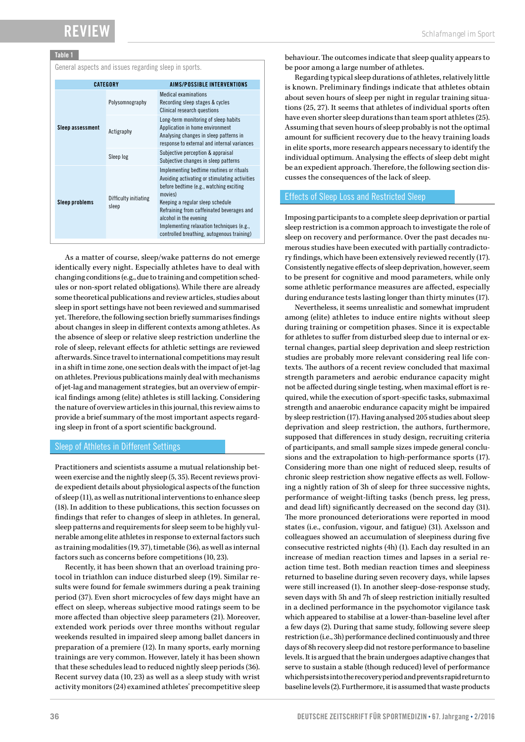**Table 1**

General aspects and issues regarding sleep in sports.

| CATEGORY | | AIMS/POSSIBLE INTERVENTIONS |
|---|---|---|
| **Sleep assessment** | Polysomnography | Medical examinations<br>Recording sleep stages & cycles<br>Clinical research questions |
| | Actigraphy | Long-term monitoring of sleep habits<br>Application in home environment<br>Analysing changes in sleep patterns in response to external and internal variances |
| | Sleep log | Subjective perception & appraisal<br>Subjective changes in sleep patterns |
| **Sleep problems** | Difficulty initiating sleep | Implementing bedtime routines or rituals<br>Avoiding activating or stimulating activities before bedtime (e.g., watching exciting movies)<br>Keeping a regular sleep schedule<br>Refraining from caffeinated beverages and alcohol in the evening<br>Implementing relaxation techniques (e.g., controlled breathing, autogenous training) |

As a matter of course, sleep/wake patterns do not emerge identically every night. Especially athletes have to deal with changing conditions (e.g., due to training and competition schedules or non-sport related obligations). While there are already some theoretical publications and review articles, studies about sleep in sport settings have not been reviewed and summarised yet. Therefore, the following section briefly summarises findings about changes in sleep in different contexts among athletes. As the absence of sleep or relative sleep restriction underline the role of sleep, relevant effects for athletic settings are reviewed afterwards. Since travel to international competitions may result in a shift in time zone, one section deals with the impact of jet-lag on athletes. Previous publications mainly deal with mechanisms of jet-lag and management strategies, but an overview of empirical findings among (elite) athletes is still lacking. Considering the nature of overview articles in this journal, this review aims to provide a brief summary of the most important aspects regarding sleep in front of a sport scientific background.

## Sleep of Athletes in Different Settings

Practitioners and scientists assume a mutual relationship between exercise and the nightly sleep (5, 35). Recent reviews provide expedient details about physiological aspects of the function of sleep (11), as well as nutritional interventions to enhance sleep (18). In addition to these publications, this section focusses on findings that refer to changes of sleep in athletes. In general, sleep patterns and requirements for sleep seem to be highly vulnerable among elite athletes in response to external factors such as training modalities (19, 37), timetable (36), as well as internal factors such as concerns before competitions (10, 23).

Recently, it has been shown that an overload training protocol in triathlon can induce disturbed sleep (19). Similar results were found for female swimmers during a peak training period (37). Even short microcycles of few days might have an effect on sleep, whereas subjective mood ratings seem to be more affected than objective sleep parameters (21). Moreover, extended work periods over three months without regular weekends resulted in impaired sleep among ballet dancers in preparation of a premiere (12). In many sports, early morning trainings are very common. However, lately it has been shown that these schedules lead to reduced nightly sleep periods (36). Recent survey data (10, 23) as well as a sleep study with wrist activity monitors (24) examined athletes' precompetitive sleep behaviour. The outcomes indicate that sleep quality appears to be poor among a large number of athletes.

Regarding typical sleep durations of athletes, relatively little is known. Preliminary findings indicate that athletes obtain about seven hours of sleep per night in regular training situations (25, 27). It seems that athletes of individual sports often have even shorter sleep durations than team sport athletes (25). Assuming that seven hours of sleep probably is not the optimal amount for sufficient recovery due to the heavy training loads in elite sports, more research appears necessary to identify the individual optimum. Analysing the effects of sleep debt might be an expedient approach. Therefore, the following section discusses the consequences of the lack of sleep.

## Effects of Sleep Loss and Restricted Sleep

Imposing participants to a complete sleep deprivation or partial sleep restriction is a common approach to investigate the role of sleep on recovery and performance. Over the past decades numerous studies have been executed with partially contradictory findings, which have been extensively reviewed recently (17). Consistently negative effects of sleep deprivation, however, seem to be present for cognitive and mood parameters, while only some athletic performance measures are affected, especially during endurance tests lasting longer than thirty minutes (17).

Nevertheless, it seems unrealistic and somewhat impractical among (elite) athletes to induce entire nights without sleep during training or competition phases. Since it is expectable for athletes to suffer from disturbed sleep due to internal or external changes, partial sleep deprivation and sleep restriction studies are probably more relevant considering real life contexts. The authors of a recent review concluded that maximal strength parameters and aerobic endurance capacity might not be affected during single testing, when maximal effort is required, while the execution of sport-specific tasks, submaximal strength and anaerobic endurance capacity might be impaired by sleep restriction (17). Having analysed 205 studies about sleep deprivation and sleep restriction, the authors, furthermore, supposed that differences in study design, recruiting criteria of participants, and small sample sizes impede general conclusions and the extrapolation to high-performance sports (17). Considering more than one night of reduced sleep, results of chronic sleep restriction show negative effects as well. Following a nightly ration of 3h of sleep for three successive nights, performance of weight-lifting tasks (bench press, leg press, and dead lift) significantly decreased on the second day (31). The more pronounced deteriorations were reported in mood states (i.e., confusion, vigour, and fatigue) (31). Axelsson and colleagues showed an accumulation of sleepiness during five consecutive restricted nights (4h) (1). Each day resulted in an increase of median reaction times and lapses in a serial reaction time test. Both median reaction times and sleepiness returned to baseline during seven recovery days, while lapses were still increased (1). In another sleep-dose-response study, seven days with 5h and 7h of sleep restriction initially resulted in a declined performance in the psychomotor vigilance task which appeared to stabilise at a lower-than-baseline level after a few days (2). During that same study, following severe sleep restriction (i.e., 3h) performance declined continuously and three days of 8h recovery sleep did not restore performance to baseline levels. It is argued that the brain undergoes adaptive changes that serve to sustain a stable (though reduced) level of performance which persists into the recovery period and prevents rapid return to baseline levels (2). Furthermore, it is assumed that waste products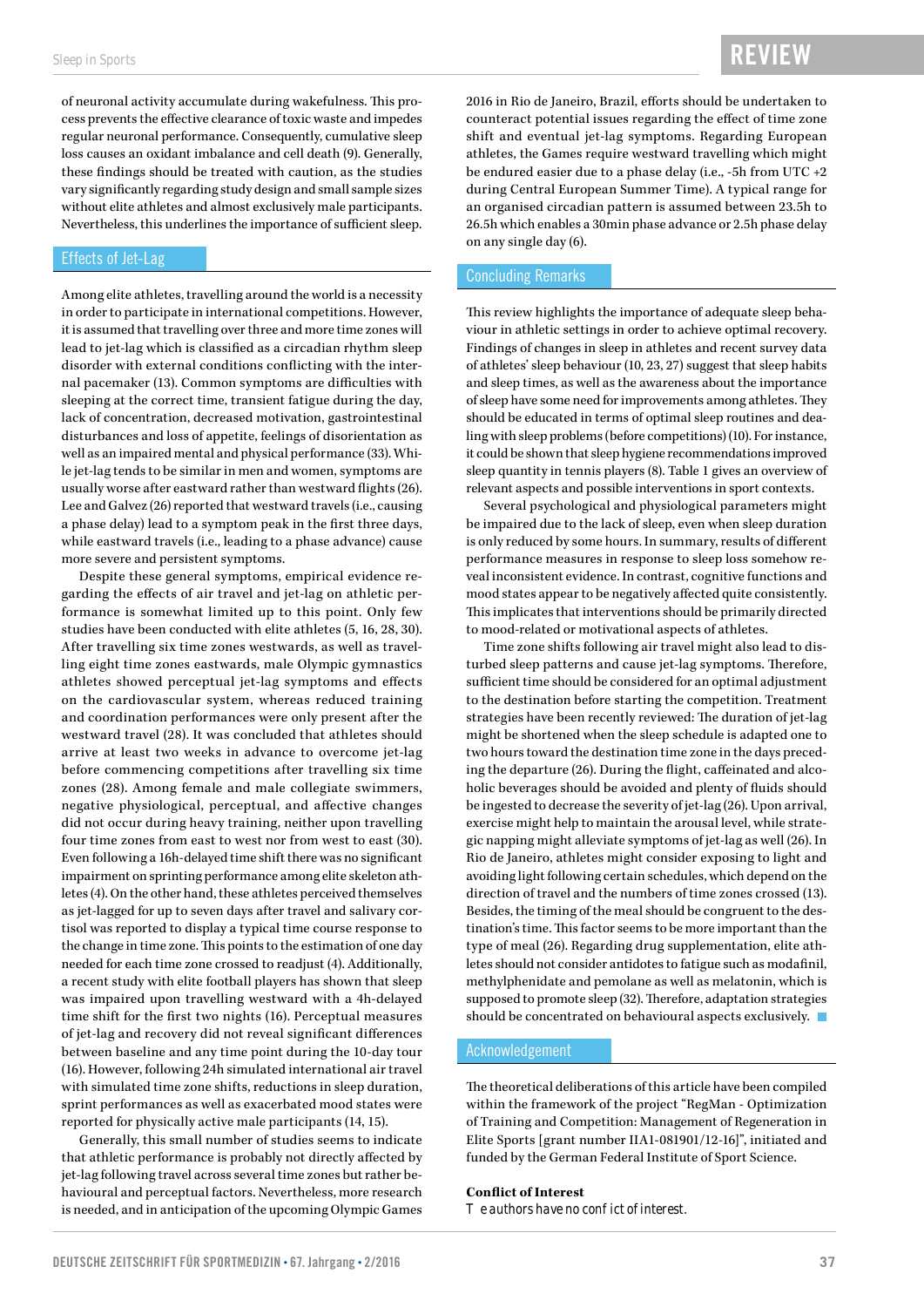of neuronal activity accumulate during wakefulness. This process prevents the effective clearance of toxic waste and impedes regular neuronal performance. Consequently, cumulative sleep loss causes an oxidant imbalance and cell death (9). Generally, these findings should be treated with caution, as the studies vary significantly regarding study design and small sample sizes without elite athletes and almost exclusively male participants. Nevertheless, this underlines the importance of sufficient sleep.

## Effects of Jet-Lag

Among elite athletes, travelling around the world is a necessity in order to participate in international competitions. However, it is assumed that travelling over three and more time zones will lead to jet-lag which is classified as a circadian rhythm sleep disorder with external conditions conflicting with the internal pacemaker (13). Common symptoms are difficulties with sleeping at the correct time, transient fatigue during the day, lack of concentration, decreased motivation, gastrointestinal disturbances and loss of appetite, feelings of disorientation as well as an impaired mental and physical performance (33). While jet-lag tends to be similar in men and women, symptoms are usually worse after eastward rather than westward flights (26). Lee and Galvez (26) reported that westward travels (i.e., causing a phase delay) lead to a symptom peak in the first three days, while eastward travels (i.e., leading to a phase advance) cause more severe and persistent symptoms.

Despite these general symptoms, empirical evidence regarding the effects of air travel and jet-lag on athletic performance is somewhat limited up to this point. Only few studies have been conducted with elite athletes (5, 16, 28, 30). After travelling six time zones westwards, as well as travelling eight time zones eastwards, male Olympic gymnastics athletes showed perceptual jet-lag symptoms and effects on the cardiovascular system, whereas reduced training and coordination performances were only present after the westward travel (28). It was concluded that athletes should arrive at least two weeks in advance to overcome jet-lag before commencing competitions after travelling six time zones (28). Among female and male collegiate swimmers, negative physiological, perceptual, and affective changes did not occur during heavy training, neither upon travelling four time zones from east to west nor from west to east (30). Even following a 16h-delayed time shift there was no significant impairment on sprinting performance among elite skeleton athletes (4). On the other hand, these athletes perceived themselves as jet-lagged for up to seven days after travel and salivary cortisol was reported to display a typical time course response to the change in time zone. This points to the estimation of one day needed for each time zone crossed to readjust (4). Additionally, a recent study with elite football players has shown that sleep was impaired upon travelling westward with a 4h-delayed time shift for the first two nights (16). Perceptual measures of jet-lag and recovery did not reveal significant differences between baseline and any time point during the 10-day tour (16). However, following 24h simulated international air travel with simulated time zone shifts, reductions in sleep duration, sprint performances as well as exacerbated mood states were reported for physically active male participants (14, 15).

Generally, this small number of studies seems to indicate that athletic performance is probably not directly affected by jet-lag following travel across several time zones but rather behavioural and perceptual factors. Nevertheless, more research is needed, and in anticipation of the upcoming Olympic Games 2016 in Rio de Janeiro, Brazil, efforts should be undertaken to counteract potential issues regarding the effect of time zone shift and eventual jet-lag symptoms. Regarding European athletes, the Games require westward travelling which might be endured easier due to a phase delay (i.e., -5h from UTC +2 during Central European Summer Time). A typical range for an organised circadian pattern is assumed between 23.5h to 26.5h which enables a 30min phase advance or 2.5h phase delay on any single day (6).

## Concluding Remarks

This review highlights the importance of adequate sleep behaviour in athletic settings in order to achieve optimal recovery. Findings of changes in sleep in athletes and recent survey data of athletes' sleep behaviour (10, 23, 27) suggest that sleep habits and sleep times, as well as the awareness about the importance of sleep have some need for improvements among athletes. They should be educated in terms of optimal sleep routines and dealing with sleep problems (before competitions) (10). For instance, it could be shown that sleep hygiene recommendations improved sleep quantity in tennis players (8). Table 1 gives an overview of relevant aspects and possible interventions in sport contexts.

Several psychological and physiological parameters might be impaired due to the lack of sleep, even when sleep duration is only reduced by some hours. In summary, results of different performance measures in response to sleep loss somehow reveal inconsistent evidence. In contrast, cognitive functions and mood states appear to be negatively affected quite consistently. This implicates that interventions should be primarily directed to mood-related or motivational aspects of athletes.

Time zone shifts following air travel might also lead to disturbed sleep patterns and cause jet-lag symptoms. Therefore, sufficient time should be considered for an optimal adjustment to the destination before starting the competition. Treatment strategies have been recently reviewed: The duration of jet-lag might be shortened when the sleep schedule is adapted one to two hours toward the destination time zone in the days preceding the departure (26). During the flight, caffeinated and alcoholic beverages should be avoided and plenty of fluids should be ingested to decrease the severity of jet-lag (26). Upon arrival, exercise might help to maintain the arousal level, while strategic napping might alleviate symptoms of jet-lag as well (26). In Rio de Janeiro, athletes might consider exposing to light and avoiding light following certain schedules, which depend on the direction of travel and the numbers of time zones crossed (13). Besides, the timing of the meal should be congruent to the destination's time. This factor seems to be more important than the type of meal (26). Regarding drug supplementation, elite athletes should not consider antidotes to fatigue such as modafinil, methylphenidate and pemolane as well as melatonin, which is supposed to promote sleep (32). Therefore, adaptation strategies should be concentrated on behavioural aspects exclusively.

## Acknowledgement

The theoretical deliberations of this article have been compiled within the framework of the project "RegMan - Optimization of Training and Competition: Management of Regeneration in Elite Sports [grant number IIA1-081901/12-16]", initiated and funded by the German Federal Institute of Sport Science.

**Conflict of Interest**

The authors have no conflict of interest.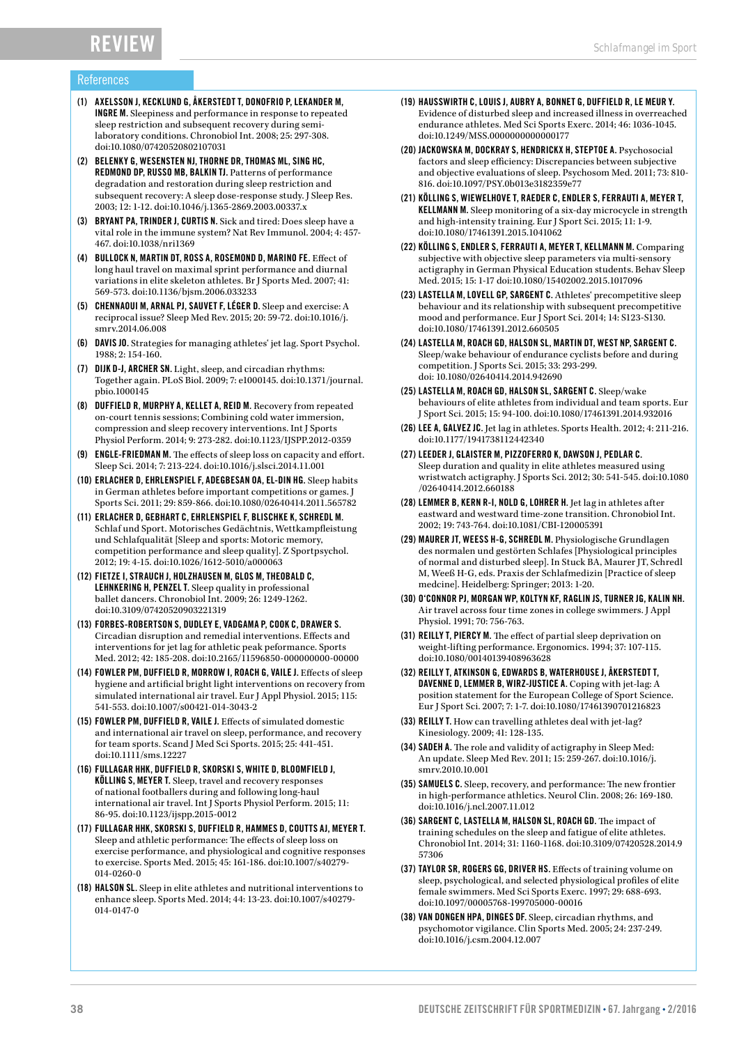## References

(1) **AXELSSON J, KECKLUND G, ÅKERSTEDT T, DONOFRIO P, LEKANDER M, INGRE M.** Sleepiness and performance in response to repeated sleep restriction and subsequent recovery during semi-laboratory conditions. Chronobiol Int. 2008; 25: 297-308. doi:10.1080/07420520802107031

(2) **BELENKY G, WESENSTEN NJ, THORNE DR, THOMAS ML, SING HC, REDMOND DP, RUSSO MB, BALKIN TJ.** Patterns of performance degradation and restoration during sleep restriction and subsequent recovery: A sleep dose-response study. J Sleep Res. 2003; 12: 1-12. doi:10.1046/j.1365-2869.2003.00337.x

(3) **BRYANT PA, TRINDER J, CURTIS N.** Sick and tired: Does sleep have a vital role in the immune system? Nat Rev Immunol. 2004; 4: 457-467. doi:10.1038/nri1369

(4) **BULLOCK N, MARTIN DT, ROSS A, ROSEMOND D, MARINO FE.** Effect of long haul travel on maximal sprint performance and diurnal variations in elite skeleton athletes. Br J Sports Med. 2007; 41: 569-573. doi:10.1136/bjsm.2006.033233

(5) **CHENNAOUI M, ARNAL PJ, SAUVET F, LÉGER D.** Sleep and exercise: A reciprocal issue? Sleep Med Rev. 2015; 20: 59-72. doi:10.1016/j.smrv.2014.06.008

(6) **DAVIS JO.** Strategies for managing athletes' jet lag. Sport Psychol. 1988; 2: 154-160.

(7) **DIJK D-J, ARCHER SN.** Light, sleep, and circadian rhythms: Together again. PLoS Biol. 2009; 7: e1000145. doi:10.1371/journal.pbio.1000145

(8) **DUFFIELD R, MURPHY A, KELLET A, REID M.** Recovery from repeated on-court tennis sessions; Combining cold water immersion, compression and sleep recovery interventions. Int J Sports Physiol Perform. 2014; 9: 273-282. doi:10.1123/IJSPP.2012-0359

(9) **ENGLE-FRIEDMAN M.** The effects of sleep loss on capacity and effort. Sleep Sci. 2014; 7: 213-224. doi:10.1016/j.slsci.2014.11.001

(10) **ERLACHER D, EHRLENSPIEL F, ADEGBESAN OA, EL-DIN HG.** Sleep habits in German athletes before important competitions or games. J Sports Sci. 2011; 29: 859-866. doi:10.1080/02640414.2011.565782

(11) **ERLACHER D, GEBHART C, EHRLENSPIEL F, BLISCHKE K, SCHREDL M.** Schlaf und Sport. Motorisches Gedächtnis, Wettkampfleistung und Schlafqualität [Sleep and sports: Motoric memory, competition performance and sleep quality]. Z Sportpsychol. 2012; 19: 4-15. doi:10.1026/1612-5010/a000063

(12) **FIETZE I, STRAUCH J, HOLZHAUSEN M, GLOS M, THEOBALD C, LEHNKERING H, PENZEL T.** Sleep quality in professional ballet dancers. Chronobiol Int. 2009; 26: 1249-1262. doi:10.3109/07420520903221319

(13) **FORBES-ROBERTSON S, DUDLEY E, VADGAMA P, COOK C, DRAWER S.** Circadian disruption and remedial interventions. Effects and interventions for jet lag for athletic peak peformance. Sports Med. 2012; 42: 185-208. doi:10.2165/11596850-000000000-00000

(14) **FOWLER PM, DUFFIELD R, MORROW I, ROACH G, VAILE J.** Effects of sleep hygiene and artificial bright light interventions on recovery from simulated international air travel. Eur J Appl Physiol. 2015; 115: 541-553. doi:10.1007/s00421-014-3043-2

(15) **FOWLER PM, DUFFIELD R, VAILE J.** Effects of simulated domestic and international air travel on sleep, performance, and recovery for team sports. Scand J Med Sci Sports. 2015; 25: 441-451. doi:10.1111/sms.12227

(16) **FULLAGAR HHK, DUFFIELD R, SKORSKI S, WHITE D, BLOOMFIELD J, KÖLLING S, MEYER T.** Sleep, travel and recovery responses of national footballers during and following long-haul international air travel. Int J Sports Physiol Perform. 2015; 11: 86-95. doi:10.1123/ijspp.2015-0012

(17) **FULLAGAR HHK, SKORSKI S, DUFFIELD R, HAMMES D, COUTTS AJ, MEYER T.** Sleep and athletic performance: The effects of sleep loss on exercise performance, and physiological and cognitive responses to exercise. Sports Med. 2015; 45: 161-186. doi:10.1007/s40279-014-0260-0

(18) **HALSON SL.** Sleep in elite athletes and nutritional interventions to enhance sleep. Sports Med. 2014; 44: 13-23. doi:10.1007/s40279-014-0147-0

(19) **HAUSSWIRTH C, LOUIS J, AUBRY A, BONNET G, DUFFIELD R, LE MEUR Y.** Evidence of disturbed sleep and increased illness in overreached endurance athletes. Med Sci Sports Exerc. 2014; 46: 1036-1045. doi:10.1249/MSS.0000000000000177

(20) **JACKOWSKA M, DOCKRAY S, HENDRICKX H, STEPTOE A.** Psychosocial factors and sleep efficiency: Discrepancies between subjective and objective evaluations of sleep. Psychosom Med. 2011; 73: 810-816. doi:10.1097/PSY.0b013e3182359e77

(21) **KÖLLING S, WIEWELHOVE T, RAEDER C, ENDLER S, FERRAUTI A, MEYER T, KELLMANN M.** Sleep monitoring of a six-day microcycle in strength and high-intensity training. Eur J Sport Sci. 2015; 11: 1-9. doi:10.1080/17461391.2015.1041062

(22) **KÖLLING S, ENDLER S, FERRAUTI A, MEYER T, KELLMANN M.** Comparing subjective with objective sleep parameters via multi-sensory actigraphy in German Physical Education students. Behav Sleep Med. 2015; 15: 1-17 doi:10.1080/15402002.2015.1017096

(23) **LASTELLA M, LOVELL GP, SARGENT C.** Athletes' precompetitive sleep behaviour and its relationship with subsequent precompetitive mood and performance. Eur J Sport Sci. 2014; 14: S123-S130. doi:10.1080/17461391.2012.660505

(24) **LASTELLA M, ROACH GD, HALSON SL, MARTIN DT, WEST NP, SARGENT C.** Sleep/wake behaviour of endurance cyclists before and during competition. J Sports Sci. 2015; 33: 293-299. doi: 10.1080/02640414.2014.942690

(25) **LASTELLA M, ROACH GD, HALSON SL, SARGENT C.** Sleep/wake behaviours of elite athletes from individual and team sports. Eur J Sport Sci. 2015; 15: 94-100. doi:10.1080/17461391.2014.932016

(26) **LEE A, GALVEZ JC.** Jet lag in athletes. Sports Health. 2012; 4: 211-216. doi:10.1177/1941738112442340

(27) **LEEDER J, GLAISTER M, PIZZOFERRO K, DAWSON J, PEDLAR C.** Sleep duration and quality in elite athletes measured using wristwatch actigraphy. J Sports Sci. 2012; 30: 541-545. doi:10.1080/02640414.2012.660188

(28) **LEMMER B, KERN R-I, NOLD G, LOHRER H.** Jet lag in athletes after eastward and westward time-zone transition. Chronobiol Int. 2002; 19: 743-764. doi:10.1081/CBI-120005391

(29) **MAURER JT, WEESS H-G, SCHREDL M.** Physiologische Grundlagen des normalen und gestörten Schlafes [Physiological principles of normal and disturbed sleep]. In Stuck BA, Maurer JT, Schredl M, Weeß H-G, eds. Praxis der Schlafmedizin [Practice of sleep medcine]. Heidelberg: Springer; 2013: 1-20.

(30) **O'CONNOR PJ, MORGAN WP, KOLTYN KF, RAGLIN JS, TURNER JG, KALIN NH.** Air travel across four time zones in college swimmers. J Appl Physiol. 1991; 70: 756-763.

(31) **REILLY T, PIERCY M.** The effect of partial sleep deprivation on weight-lifting performance. Ergonomics. 1994; 37: 107-115. doi:10.1080/00140139408963628

(32) **REILLY T, ATKINSON G, EDWARDS B, WATERHOUSE J, ÅKERSTEDT T, DAVENNE D, LEMMER B, WIRZ-JUSTICE A.** Coping with jet-lag: A position statement for the European College of Sport Science. Eur J Sport Sci. 2007; 7: 1-7. doi:10.1080/17461390701216823

(33) **REILLY T.** How can travelling athletes deal with jet-lag? Kinesiology. 2009; 41: 128-135.

(34) **SADEH A.** The role and validity of actigraphy in Sleep Med: An update. Sleep Med Rev. 2011; 15: 259-267. doi:10.1016/j.smrv.2010.10.001

(35) **SAMUELS C.** Sleep, recovery, and performance: The new frontier in high-performance athletics. Neurol Clin. 2008; 26: 169-180. doi:10.1016/j.ncl.2007.11.012

(36) **SARGENT C, LASTELLA M, HALSON SL, ROACH GD.** The impact of training schedules on the sleep and fatigue of elite athletes. Chronobiol Int. 2014; 31: 1160-1168. doi:10.3109/07420528.2014.957306

(37) **TAYLOR SR, ROGERS GG, DRIVER HS.** Effects of training volume on sleep, psychological, and selected physiological profiles of elite female swimmers. Med Sci Sports Exerc. 1997; 29: 688-693. doi:10.1097/00005768-199705000-00016

(38) **VAN DONGEN HPA, DINGES DF.** Sleep, circadian rhythms, and psychomotor vigilance. Clin Sports Med. 2005; 24: 237-249. doi:10.1016/j.csm.2004.12.007